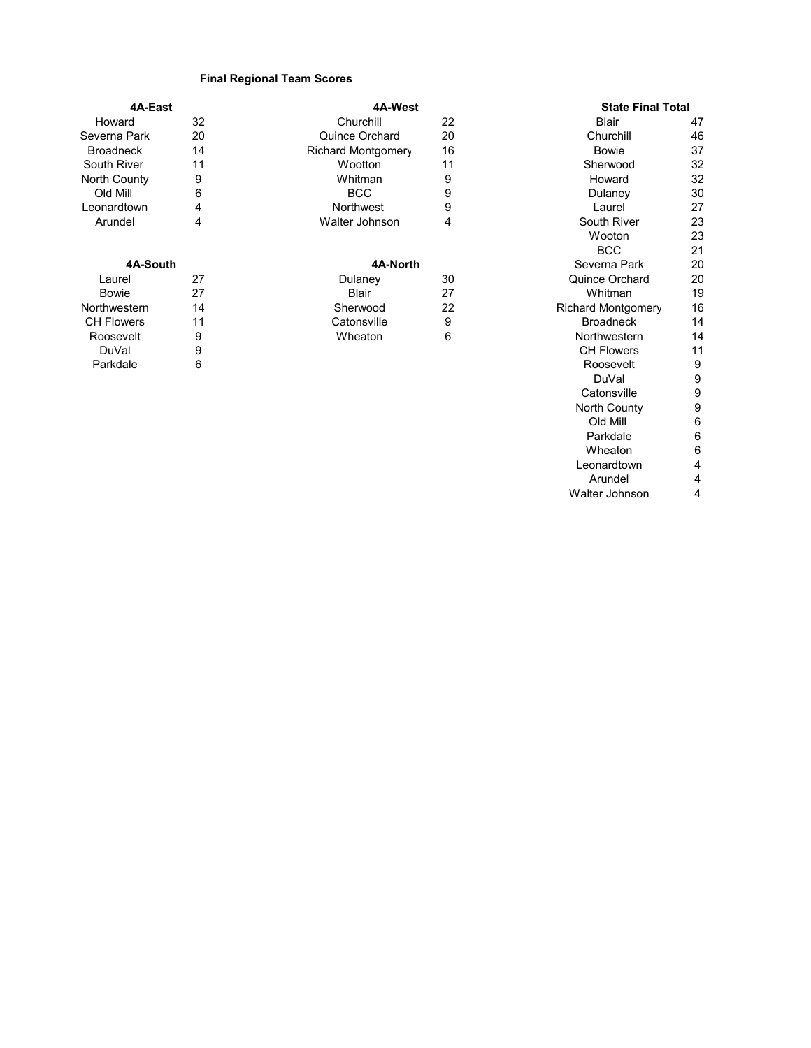**Final Regional Team Scores**

| 4A-East | |
|---|---|
| Howard | 32 |
| Severna Park | 20 |
| Broadneck | 14 |
| South River | 11 |
| North County | 9 |
| Old Mill | 6 |
| Leonardtown | 4 |
| Arundel | 4 |

| 4A-West | |
|---|---|
| Churchill | 22 |
| Quince Orchard | 20 |
| Richard Montgomery | 16 |
| Wootton | 11 |
| Whitman | 9 |
| BCC | 9 |
| Northwest | 9 |
| Walter Johnson | 4 |

| 4A-South | |
|---|---|
| Laurel | 27 |
| Bowie | 27 |
| Northwestern | 14 |
| CH Flowers | 11 |
| Roosevelt | 9 |
| DuVal | 9 |
| Parkdale | 6 |

| 4A-North | |
|---|---|
| Dulaney | 30 |
| Blair | 27 |
| Sherwood | 22 |
| Catonsville | 9 |
| Wheaton | 6 |

| State Final Total | |
|---|---|
| Blair | 47 |
| Churchill | 46 |
| Bowie | 37 |
| Sherwood | 32 |
| Howard | 32 |
| Dulaney | 30 |
| Laurel | 27 |
| South River | 23 |
| Wooton | 23 |
| BCC | 21 |
| Severna Park | 20 |
| Quince Orchard | 20 |
| Whitman | 19 |
| Richard Montgomery | 16 |
| Broadneck | 14 |
| Northwestern | 14 |
| CH Flowers | 11 |
| Roosevelt | 9 |
| DuVal | 9 |
| Catonsville | 9 |
| North County | 9 |
| Old Mill | 6 |
| Parkdale | 6 |
| Wheaton | 6 |
| Leonardtown | 4 |
| Arundel | 4 |
| Walter Johnson | 4 |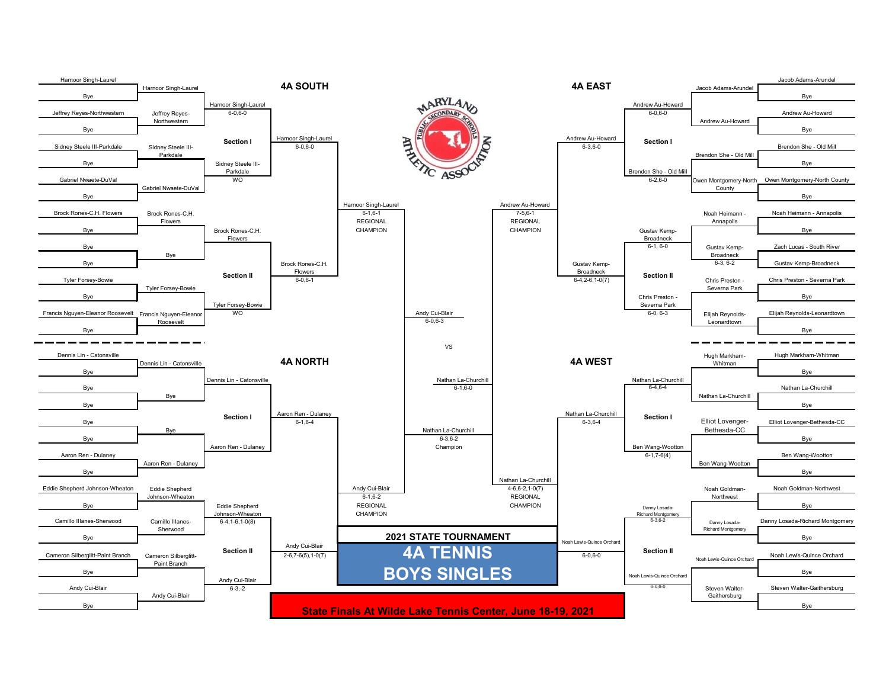# 2021 STATE TOURNAMENT

# 4A TENNIS BOYS SINGLES

**State Finals At Wilde Lake Tennis Center, June 18-19, 2021**

## 4A SOUTH

### Section I

| First Round | Second Round | Section Semifinal | Section Final |
| --- | --- | --- | --- |
| Harnoor Singh-Laurel vs Bye | Harnoor Singh-Laurel | Harnoor Singh-Laurel 6-0,6-0 | Harnoor Singh-Laurel 6-0,6-0 |
| Jeffrey Reyes-Northwestern vs Bye | Jeffrey Reyes-Northwestern | | |
| Sidney Steele III-Parkdale vs Bye | Sidney Steele III-Parkdale | Sidney Steele III-Parkdale WO | |
| Gabriel Nwaete-DuVal vs Bye | Gabriel Nwaete-DuVal | | |

### Section II

| First Round | Second Round | Section Semifinal | Section Final |
| --- | --- | --- | --- |
| Brock Rones-C.H. Flowers vs Bye | Brock Rones-C.H. Flowers | Brock Rones-C.H. Flowers | Brock Rones-C.H. Flowers 6-0,6-1 |
| Bye vs Bye | Bye | | |
| Tyler Forsey-Bowie vs Bye | Tyler Forsey-Bowie | Tyler Forsey-Bowie WO | |
| Francis Nguyen-Eleanor Roosevelt vs Bye | Francis Nguyen-Eleanor Roosevelt | | |

**Regional Final:** Harnoor Singh-Laurel 6-1,6-1 REGIONAL CHAMPION

## 4A NORTH

### Section I

| First Round | Second Round | Section Semifinal | Section Final |
| --- | --- | --- | --- |
| Dennis Lin - Catonsville vs Bye | Dennis Lin - Catonsville | Dennis Lin - Catonsville | Aaron Ren - Dulaney 6-1,6-4 |
| Bye vs Bye | Bye | | |
| Bye vs Bye | Bye | Aaron Ren - Dulaney | |
| Aaron Ren - Dulaney vs Bye | Aaron Ren - Dulaney | | |

### Section II

| First Round | Second Round | Section Semifinal | Section Final |
| --- | --- | --- | --- |
| Eddie Shepherd Johnson-Wheaton vs Bye | Eddie Shepherd Johnson-Wheaton | Eddie Shepherd Johnson-Wheaton 6-4,1-6,1-0(8) | Andy Cui-Blair 2-6,7-6(5),1-0(7) |
| Camillo Illanes-Sherwood vs Bye | Camillo Illanes-Sherwood | | |
| Cameron Silberglitt-Paint Branch vs Bye | Cameron Silberglitt-Paint Branch | Andy Cui-Blair 6-3,-2 | |
| Andy Cui-Blair vs Bye | Andy Cui-Blair | | |

**Regional Final:** Andy Cui-Blair 6-1,6-2 REGIONAL CHAMPION

## 4A EAST

### Section I

| First Round | Second Round | Section Semifinal | Section Final |
| --- | --- | --- | --- |
| Jacob Adams-Arundel vs Bye | Jacob Adams-Arundel | Andrew Au-Howard 6-0,6-0 | Andrew Au-Howard 6-3,6-0 |
| Andrew Au-Howard vs Bye | Andrew Au-Howard | | |
| Brendon She - Old Mill vs Bye | Brendon She - Old Mill | Brendon She - Old Mill 6-2,6-0 | |
| Owen Montgomery-North County vs Bye | Owen Montgomery-North County | | |

### Section II

| First Round | Second Round | Section Semifinal | Section Final |
| --- | --- | --- | --- |
| Noah Heimann - Annapolis vs Bye | Noah Heimann - Annapolis | Gustav Kemp-Broadneck 6-1, 6-0 | Gustav Kemp-Broadneck 6-4,2-6,1-0(7) |
| Zach Lucas - South River vs Gustav Kemp-Broadneck | Gustav Kemp-Broadneck 6-3, 6-2 | | |
| Chris Preston - Severna Park vs Bye | Chris Preston - Severna Park | Chris Preston - Severna Park 6-0, 6-3 | |
| Elijah Reynolds-Leonardtown vs Bye | Elijah Reynolds-Leonardtown | | |

**Regional Final:** Andrew Au-Howard 7-5,6-1 REGIONAL CHAMPION

## 4A WEST

### Section I

| First Round | Second Round | Section Semifinal | Section Final |
| --- | --- | --- | --- |
| Hugh Markham-Whitman vs Bye | Hugh Markham-Whitman | Nathan La-Churchill 6-4,6-4 | Nathan La-Churchill 6-3,6-4 |
| Nathan La-Churchill vs Bye | Nathan La-Churchill | | |
| Elliot Lovenger-Bethesda-CC vs Bye | Elliot Lovenger-Bethesda-CC | Ben Wang-Wootton 6-1,7-6(4) | |
| Ben Wang-Wootton vs Bye | Ben Wang-Wootton | | |

### Section II

| First Round | Second Round | Section Semifinal | Section Final |
| --- | --- | --- | --- |
| Noah Goldman-Northwest vs Bye | Noah Goldman-Northwest | Danny Losada-Richard Montgomery 6-3,6-2 | Noah Lewis-Quince Orchard 6-0,6-0 |
| Danny Losada-Richard Montgomery vs Bye | Danny Losada-Richard Montgomery | | |
| Noah Lewis-Quince Orchard vs Bye | Noah Lewis-Quince Orchard | Noah Lewis-Quince Orchard 6-0,6-0 | |
| Steven Walter-Gaithersburg vs Bye | Steven Walter-Gaithersburg | | |

**Regional Final:** Nathan La-Churchill 4-6,6-2,1-0(7) REGIONAL CHAMPION

## State Semifinals

- Andy Cui-Blair 6-0,6-3 (vs Harnoor Singh-Laurel)
- Nathan La-Churchill 6-1,6-0 (vs Andrew Au-Howard)

## State Final

Andy Cui-Blair VS Nathan La-Churchill

**Nathan La-Churchill 6-3,6-2 Champion**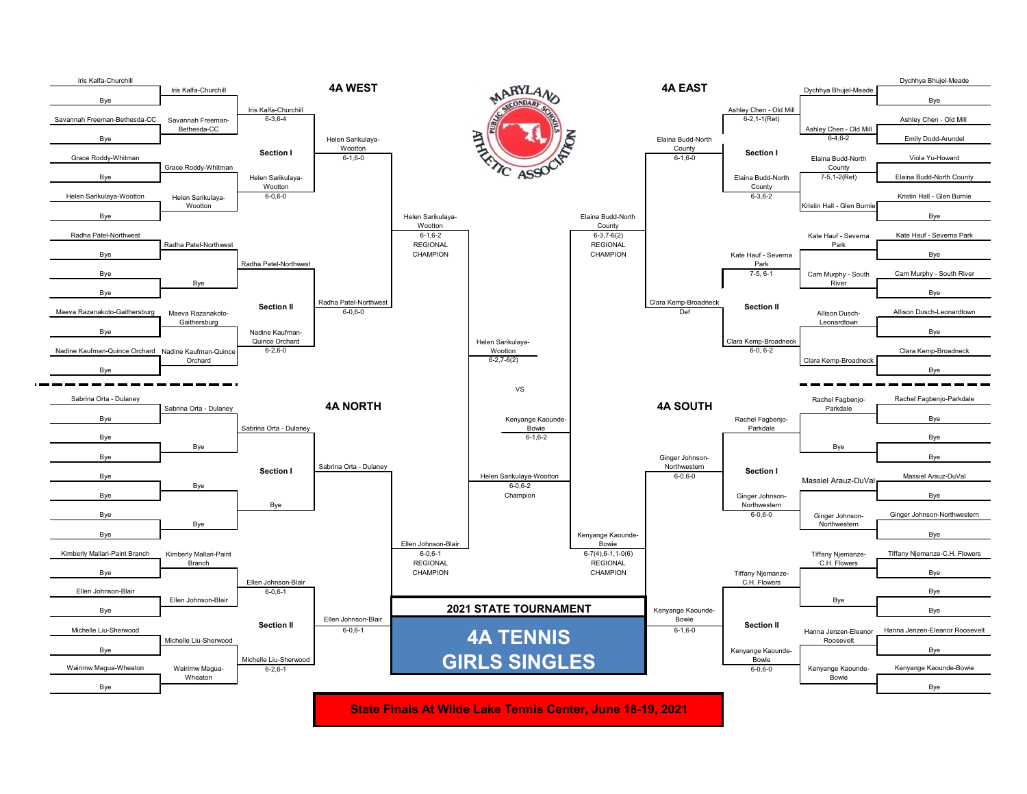# 2021 STATE TOURNAMENT

# 4A TENNIS GIRLS SINGLES

**State Finals At Wilde Lake Tennis Center, June 18-19, 2021**

## 4A WEST

### Section I

| First Round | Second Round | Quarterfinal | Section Final |
|---|---|---|---|
| Iris Kalfa-Churchill vs Bye | Iris Kalfa-Churchill | Iris Kalfa-Churchill 6-3,6-4 | Helen Sarikulaya-Wootton 6-1,6-0 |
| Savannah Freeman-Bethesda-CC vs Bye | Savannah Freeman-Bethesda-CC | | |
| Grace Roddy-Whitman vs Bye | Grace Roddy-Whitman | Helen Sarikulaya-Wootton 6-0,6-0 | |
| Helen Sarikulaya-Wootton vs Bye | Helen Sarikulaya-Wootton | | |

### Section II

| First Round | Second Round | Quarterfinal | Section Final |
|---|---|---|---|
| Radha Patel-Northwest vs Bye | Radha Patel-Northwest | Radha Patel-Northwest | Radha Patel-Northwest 6-0,6-0 |
| Bye vs Bye | Bye | | |
| Maeva Razanakoto-Gaithersburg vs Bye | Maeva Razanakoto-Gaithersburg | Nadine Kaufman-Quince Orchard 6-2,6-0 | |
| Nadine Kaufman-Quince Orchard vs Bye | Nadine Kaufman-Quince Orchard | | |

**Helen Sarikulaya-Wootton 6-1,6-2 REGIONAL CHAMPION**

## 4A EAST

### Section I

| First Round | Second Round | Quarterfinal | Section Final |
|---|---|---|---|
| Dychhya Bhujel-Meade vs Bye | Dychhya Bhujel-Meade | Ashley Chen - Old Mill 6-2,1-1(Ret) | Elaina Budd-North County 6-1,6-0 |
| Ashley Chen - Old Mill vs Emily Dodd-Arundel | Ashley Chen - Old Mill 6-4,6-2 | | |
| Viola Yu-Howard vs Elaina Budd-North County | Elaina Budd-North County 7-5,1-2(Ret) | Elaina Budd-North County 6-3,6-2 | |
| Kristin Hall - Glen Burnie vs Bye | Kristin Hall - Glen Burnie | | |

### Section II

| First Round | Second Round | Quarterfinal | Section Final |
|---|---|---|---|
| Kate Hauf - Severna Park vs Bye | Kate Hauf - Severna Park | Kate Hauf - Severna Park 7-5, 6-1 | Clara Kemp-Broadneck Def |
| Cam Murphy - South River vs Bye | Cam Murphy - South River | | |
| Allison Dusch-Leonardtown vs Bye | Allison Dusch-Leonardtown | Clara Kemp-Broadneck 6-0, 6-2 | |
| Clara Kemp-Broadneck vs Bye | Clara Kemp-Broadneck | | |

**Elaina Budd-North County 6-3,7-6(2) REGIONAL CHAMPION**

## 4A NORTH

### Section I

| First Round | Second Round | Quarterfinal | Section Final |
|---|---|---|---|
| Sabrina Orta - Dulaney vs Bye | Sabrina Orta - Dulaney | Sabrina Orta - Dulaney | Sabrina Orta - Dulaney |
| Bye vs Bye | Bye | | |
| Bye vs Bye | Bye | Bye | |
| Bye vs Bye | Bye | | |

### Section II

| First Round | Second Round | Quarterfinal | Section Final |
|---|---|---|---|
| Kimberly Mallari-Paint Branch vs Bye | Kimberly Mallari-Paint Branch | Ellen Johnson-Blair 6-0,6-1 | Ellen Johnson-Blair 6-0,6-1 |
| Ellen Johnson-Blair vs Bye | Ellen Johnson-Blair | | |
| Michelle Liu-Sherwood vs Bye | Michelle Liu-Sherwood | Michelle Liu-Sherwood 6-2,6-1 | |
| Wairimw Magua-Wheaton vs Bye | Wairimw Magua-Wheaton | | |

**Ellen Johnson-Blair 6-0,6-1 REGIONAL CHAMPION**

## 4A SOUTH

### Section I

| First Round | Second Round | Quarterfinal | Section Final |
|---|---|---|---|
| Rachel Fagbenjo-Parkdale vs Bye | Rachel Fagbenjo-Parkdale | Rachel Fagbenjo-Parkdale | Ginger Johnson-Northwestern 6-0,6-0 |
| Bye vs Bye | Bye | | |
| Massiel Arauz-DuVal vs Bye | Massiel Arauz-DuVal | Ginger Johnson-Northwestern 6-0,6-0 | |
| Ginger Johnson-Northwestern vs Bye | Ginger Johnson-Northwestern | | |

### Section II

| First Round | Second Round | Quarterfinal | Section Final |
|---|---|---|---|
| Tiffany Njemanze-C.H. Flowers vs Bye | Tiffany Njemanze-C.H. Flowers | Tiffany Njemanze-C.H. Flowers | Kenyange Kaounde-Bowie 6-1,6-0 |
| Bye vs Bye | Bye | | |
| Hanna Jenzen-Eleanor Roosevelt vs Bye | Hanna Jenzen-Eleanor Roosevelt | Kenyange Kaounde-Bowie 6-0,6-0 | |
| Kenyange Kaounde-Bowie vs Bye | Kenyange Kaounde-Bowie | | |

**Kenyange Kaounde-Bowie 6-7(4),6-1,1-0(6) REGIONAL CHAMPION**

## State Semifinals

- Helen Sarikulaya-Wootton 6-2,7-6(2)
- Kenyange Kaounde-Bowie 6-1,6-2

## Final

Helen Sarikulaya-Wootton vs Kenyange Kaounde-Bowie

**Helen Sarikulaya-Wootton 6-0,6-2 Champion**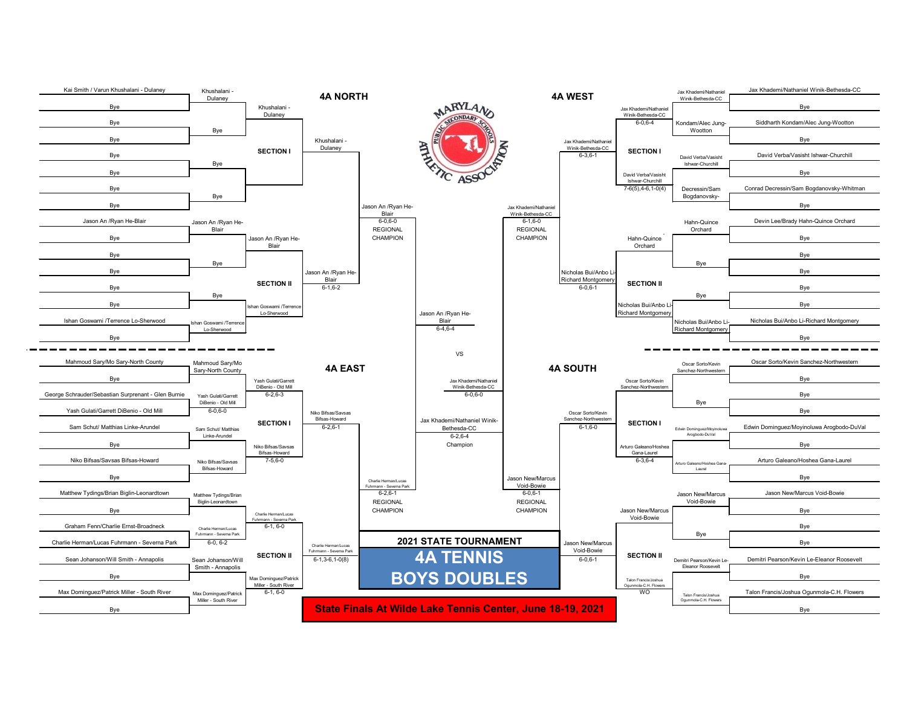# 2021 STATE TOURNAMENT

# 4A TENNIS BOYS DOUBLES

**State Finals At Wilde Lake Tennis Center, June 18-19, 2021**

## 4A NORTH

### SECTION I

| First Round | Second Round | Section Semifinal | Section Final |
|---|---|---|---|
| Kai Smith / Varun Khushalani - Dulaney | Khushalani - Dulaney | Khushalani - Dulaney | Khushalani - Dulaney |
| Bye | | | |
| Bye | Bye | | |
| Bye | | | |
| Bye | Bye | | |
| Bye | | | |
| Bye | Bye | | |
| Bye | | | |

### SECTION II

| First Round | Second Round | Section Semifinal | Section Final |
|---|---|---|---|
| Jason An /Ryan He-Blair | Jason An /Ryan He-Blair | Jason An /Ryan He-Blair | Jason An /Ryan He-Blair 6-1,6-2 |
| Bye | | | |
| Bye | Bye | | |
| Bye | | | |
| Bye | Bye | Ishan Goswami /Terrence Lo-Sherwood | |
| Bye | | | |
| Ishan Goswami /Terrence Lo-Sherwood | Ishan Goswami /Terrence Lo-Sherwood | | |
| Bye | | | |

**REGIONAL CHAMPION:** Jason An /Ryan He-Blair 6-0,6-0

## 4A WEST

### SECTION I

| First Round | Second Round | Section Semifinal | Section Final |
|---|---|---|---|
| Jax Khademi/Nathaniel Winik-Bethesda-CC | Jax Khademi/Nathaniel Winik-Bethesda-CC | Jax Khademi/Nathaniel Winik-Bethesda-CC 6-0,6-4 | Jax Khademi/Nathaniel Winik-Bethesda-CC 6-3,6-1 |
| Bye | | | |
| Siddharth Kondam/Alec Jung-Wootton | Kondam/Alec Jung-Wootton | | |
| Bye | | | |
| David Verba/Vasisht Ishwar-Churchill | David Verba/Vasisht Ishwar-Churchill | David Verba/Vasisht Ishwar-Churchill 7-6(5),4-6,1-0(4) | |
| Bye | | | |
| Conrad Decressin/Sam Bogdanovsky-Whitman | Decressin/Sam Bogdanovsky- | | |
| Bye | | | |

### SECTION II

| First Round | Second Round | Section Semifinal | Section Final |
|---|---|---|---|
| Devin Lee/Brady Hahn-Quince Orchard | Hahn-Quince Orchard | Hahn-Quince Orchard | Nicholas Bui/Anbo Li-Richard Montgomery 6-0,6-1 |
| Bye | | | |
| Bye | Bye | | |
| Bye | | | |
| Bye | Bye | Nicholas Bui/Anbo Li-Richard Montgomery | |
| Bye | | | |
| Nicholas Bui/Anbo Li-Richard Montgomery | Nicholas Bui/Anbo Li-Richard Montgomery | | |
| Bye | | | |

**REGIONAL CHAMPION:** Jax Khademi/Nathaniel Winik-Bethesda-CC 6-1,6-0

## 4A EAST

### SECTION I

| First Round | Second Round | Section Semifinal | Section Final |
|---|---|---|---|
| Mahmoud Sary/Mo Sary-North County | Mahmoud Sary/Mo Sary-North County | Yash Gulati/Garrett DiBenio - Old Mill 6-2,6-3 | Niko Bifsas/Savsas Bifsas-Howard 6-2,6-1 |
| Bye | | | |
| George Schrauder/Sebastian Surprenant - Glen Burnie | Yash Gulati/Garrett DiBenio - Old Mill 6-0,6-0 | | |
| Yash Gulati/Garrett DiBenio - Old Mill | | | |
| Sam Schut/ Matthias Linke-Arundel | Sam Schut/ Matthias Linke-Arundel | Niko Bifsas/Savsas Bifsas-Howard 7-5,6-0 | |
| Bye | | | |
| Niko Bifsas/Savsas Bifsas-Howard | Niko Bifsas/Savsas Bifsas-Howard | | |
| Bye | | | |

### SECTION II

| First Round | Second Round | Section Semifinal | Section Final |
|---|---|---|---|
| Matthew Tydings/Brian Biglin-Leonardtown | Matthew Tydings/Brian Biglin-Leonardtown | Charlie Herman/Lucas Fuhrmann - Severna Park 6-1, 6-0 | Charlie Herman/Lucas Fuhrmann - Severna Park 6-1,3-6,1-0(8) |
| Bye | | | |
| Graham Fenn/Charlie Ernst-Broadneck | Charlie Herman/Lucas Fuhrmann - Severna Park 6-0, 6-2 | | |
| Charlie Herman/Lucas Fuhrmann - Severna Park | | | |
| Sean Johanson/Will Smith - Annapolis | Sean Johanson/Will Smith - Annapolis | Max Dominguez/Patrick Miller - South River 6-1, 6-0 | |
| Bye | | | |
| Max Dominguez/Patrick Miller - South River | Max Dominguez/Patrick Miller - South River | | |
| Bye | | | |

**REGIONAL CHAMPION:** Charlie Herman/Lucas Fuhrmann - Severna Park 6-2,6-1

## 4A SOUTH

### SECTION I

| First Round | Second Round | Section Semifinal | Section Final |
|---|---|---|---|
| Oscar Sorto/Kevin Sanchez-Northwestern | Oscar Sorto/Kevin Sanchez-Northwestern | Oscar Sorto/Kevin Sanchez-Northwestern | Oscar Sorto/Kevin Sanchez-Northwestern 6-1,6-0 |
| Bye | | | |
| Bye | Bye | | |
| Bye | | | |
| Edwin Dominguez/Moyinoluwa Arogbodo-DuVal | Edwin Dominguez/Moyinoluwa Arogbodo-DuVal | Arturo Galeano/Hoshea Gana-Laurel 6-3,6-4 | |
| Bye | | | |
| Arturo Galeano/Hoshea Gana-Laurel | Arturo Galeano/Hoshea Gana-Laurel | | |
| Bye | | | |

### SECTION II

| First Round | Second Round | Section Semifinal | Section Final |
|---|---|---|---|
| Jason New/Marcus Void-Bowie | Jason New/Marcus Void-Bowie | Jason New/Marcus Void-Bowie | Jason New/Marcus Void-Bowie 6-0,6-1 |
| Bye | | | |
| Bye | Bye | | |
| Bye | | | |
| Demitri Pearson/Kevin Le-Eleanor Roosevelt | Demitri Pearson/Kevin Le-Eleanor Roosevelt | Talon Francis/Joshua Ogunmola-C.H. Flowers WO | |
| Bye | | | |
| Talon Francis/Joshua Ogunmola-C.H. Flowers | Talon Francis/Joshua Ogunmola-C.H. Flowers | | |
| Bye | | | |

**REGIONAL CHAMPION:** Jason New/Marcus Void-Bowie 6-0,6-1

## STATE SEMIFINALS AND FINAL

- Jason An /Ryan He-Blair 6-4,6-4
- VS
- Jax Khademi/Nathaniel Winik-Bethesda-CC 6-0,6-0

**Champion:** Jax Khademi/Nathaniel Winik-Bethesda-CC 6-2,6-4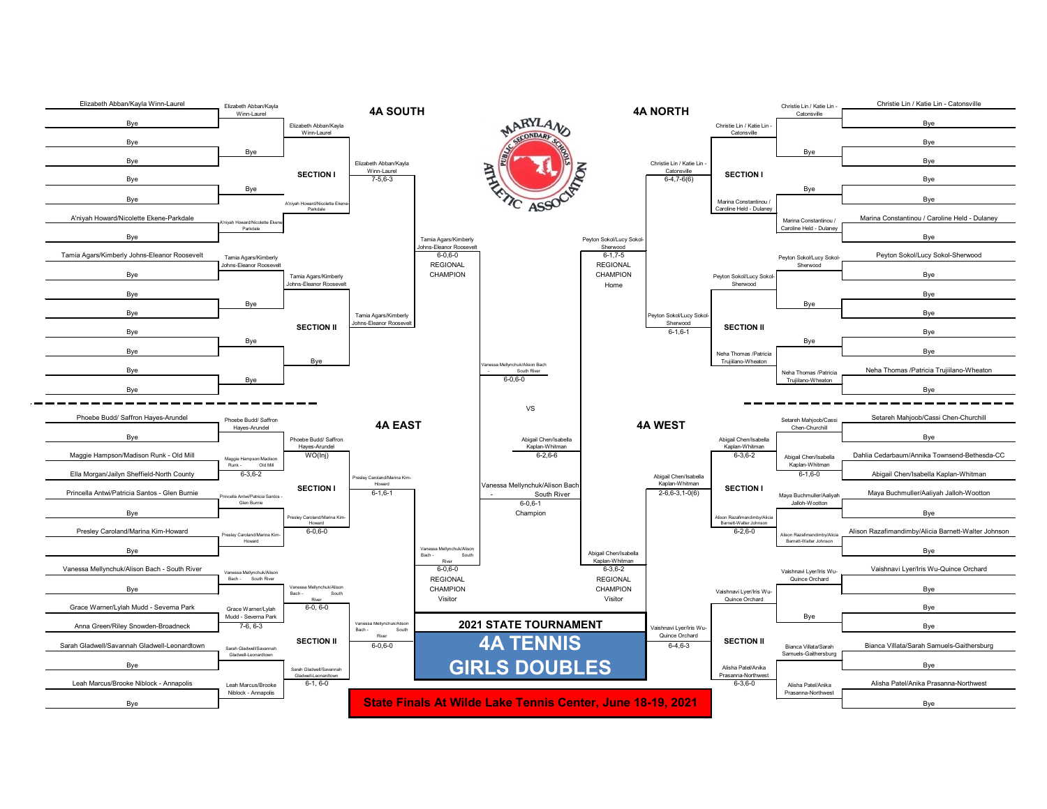# 2021 STATE TOURNAMENT

## 4A TENNIS GIRLS DOUBLES

**State Finals At Wilde Lake Tennis Center, June 18-19, 2021**

MARYLAND PUBLIC SECONDARY SCHOOLS ATHLETIC ASSOCIATION

## 4A SOUTH

### SECTION I

| First Round | Second Round | Section Semifinal | Section Final |
|---|---|---|---|
| Elizabeth Abban/Kayla Winn-Laurel | Elizabeth Abban/Kayla Winn-Laurel | Elizabeth Abban/Kayla Winn-Laurel | Elizabeth Abban/Kayla Winn-Laurel 7-5,6-3 |
| Bye | | | |
| Bye | Bye | | |
| Bye | | | |
| Bye | Bye | A'niyah Howard/Nicolette Ekene-Parkdale | |
| Bye | | | |
| A'niyah Howard/Nicolette Ekene-Parkdale | A'niyah Howard/Nicolette Ekene-Parkdale | | |
| Bye | | | |

### SECTION II

| First Round | Second Round | Section Semifinal | Section Final |
|---|---|---|---|
| Tamia Agars/Kimberly Johns-Eleanor Roosevelt | Tamia Agars/Kimberly Johns-Eleanor Roosevelt | Tamia Agars/Kimberly Johns-Eleanor Roosevelt | Tamia Agars/Kimberly Johns-Eleanor Roosevelt |
| Bye | | | |
| Bye | Bye | | |
| Bye | | | |
| Bye | Bye | Bye | |
| Bye | | | |
| Bye | Bye | | |
| Bye | | | |

**REGIONAL CHAMPION:** Tamia Agars/Kimberly Johns-Eleanor Roosevelt 6-0,6-0

## 4A NORTH

### SECTION I

| First Round | Second Round | Section Semifinal | Section Final |
|---|---|---|---|
| Christie Lin / Katie Lin - Catonsville | Christie Lin / Katie Lin - Catonsville | Christie Lin / Katie Lin - Catonsville | Christie Lin / Katie Lin - Catonsville 6-4,7-6(6) |
| Bye | | | |
| Bye | Bye | | |
| Bye | | | |
| Bye | Bye | Marina Constantinou / Caroline Held - Dulaney | |
| Bye | | | |
| Marina Constantinou / Caroline Held - Dulaney | Marina Constantinou / Caroline Held - Dulaney | | |
| Bye | | | |

### SECTION II

| First Round | Second Round | Section Semifinal | Section Final |
|---|---|---|---|
| Peyton Sokol/Lucy Sokol-Sherwood | Peyton Sokol/Lucy Sokol-Sherwood | Peyton Sokol/Lucy Sokol-Sherwood | Peyton Sokol/Lucy Sokol-Sherwood 6-1,6-1 |
| Bye | | | |
| Bye | Bye | | |
| Bye | | | |
| Bye | Bye | Neha Thomas /Patricia Trujiilano-Wheaton | |
| Bye | | | |
| Neha Thomas /Patricia Trujiilano-Wheaton | Neha Thomas /Patricia Trujiilano-Wheaton | | |
| Bye | | | |

**REGIONAL CHAMPION:** Peyton Sokol/Lucy Sokol-Sherwood 6-1,7-5 — Home

## 4A EAST

### SECTION I

| First Round | Second Round | Section Semifinal | Section Final |
|---|---|---|---|
| Phoebe Budd/ Saffron Hayes-Arundel | Phoebe Budd/ Saffron Hayes-Arundel | Phoebe Budd/ Saffron Hayes-Arundel WO(Inj) | Presley Caroland/Marina Kim-Howard 6-1,6-1 |
| Bye | | | |
| Maggie Hampson/Madison Runk - Old Mill | Maggie Hampson/Madison Runk - Old Mill 6-3,6-2 | | |
| Ella Morgan/Jailyn Sheffield-North County | | | |
| Princella Antwi/Patricia Santos - Glen Burnie | Princella Antwi/Patricia Santos - Glen Burnie | Presley Caroland/Marina Kim-Howard 6-0,6-0 | |
| Bye | | | |
| Presley Caroland/Marina Kim-Howard | Presley Caroland/Marina Kim-Howard | | |
| Bye | | | |

### SECTION II

| First Round | Second Round | Section Semifinal | Section Final |
|---|---|---|---|
| Vanessa Mellynchuk/Alison Bach - South River | Vanessa Mellynchuk/Alison Bach - South River | Vanessa Mellynchuk/Alison Bach - South River 6-0, 6-0 | Vanessa Mellynchuk/Alison Bach - South River 6-0,6-0 |
| Bye | | | |
| Grace Warner/Lylah Mudd - Severna Park | Grace Warner/Lylah Mudd - Severna Park 7-6, 6-3 | | |
| Anna Green/Riley Snowden-Broadneck | | | |
| Sarah Gladwell/Savannah Gladwell-Leonardtown | Sarah Gladwell/Savannah Gladwell-Leonardtown | Sarah Gladwell/Savannah Gladwell-Leonardtown 6-1, 6-0 | |
| Bye | | | |
| Leah Marcus/Brooke Niblock - Annapolis | Leah Marcus/Brooke Niblock - Annapolis | | |
| Bye | | | |

**REGIONAL CHAMPION:** Vanessa Mellynchuk/Alison Bach - South River 6-0,6-0 — Visitor

## 4A WEST

### SECTION I

| First Round | Second Round | Section Semifinal | Section Final |
|---|---|---|---|
| Setareh Mahjoob/Cassi Chen-Churchill | Setareh Mahjoob/Cassi Chen-Churchill | Abigail Chen/Isabella Kaplan-Whitman 6-3,6-2 | Abigail Chen/Isabella Kaplan-Whitman 2-6,6-3,1-0(6) |
| Bye | | | |
| Dahlia Cedarbaum/Annika Townsend-Bethesda-CC | Abigail Chen/Isabella Kaplan-Whitman 6-1,6-0 | | |
| Abigail Chen/Isabella Kaplan-Whitman | | | |
| Maya Buchmuller/Aaliyah Jalloh-Wootton | Maya Buchmuller/Aaliyah Jalloh-Wootton | Alison Razafimandimby/Alicia Barnett-Walter Johnson 6-2,6-0 | |
| Bye | | | |
| Alison Razafimandimby/Alicia Barnett-Walter Johnson | Alison Razafimandimby/Alicia Barnett-Walter Johnson | | |
| Bye | | | |

### SECTION II

| First Round | Second Round | Section Semifinal | Section Final |
|---|---|---|---|
| Vaishnavi Lyer/Iris Wu-Quince Orchard | Vaishnavi Lyer/Iris Wu-Quince Orchard | Vaishnavi Lyer/Iris Wu-Quince Orchard | Vaishnavi Lyer/Iris Wu-Quince Orchard 6-4,6-3 |
| Bye | | | |
| Bye | Bye | | |
| Bye | | | |
| Bianca Villata/Sarah Samuels-Gaithersburg | Bianca Villata/Sarah Samuels-Gaithersburg | Alisha Patel/Anika Prasanna-Northwest 6-3,6-0 | |
| Bye | | | |
| Alisha Patel/Anika Prasanna-Northwest | Alisha Patel/Anika Prasanna-Northwest | | |
| Bye | | | |

**REGIONAL CHAMPION:** Abigail Chen/Isabella Kaplan-Whitman 6-3,6-2 — Visitor

## STATE SEMIFINALS AND FINAL

- Tamia Agars/Kimberly Johns-Eleanor Roosevelt vs Peyton Sokol/Lucy Sokol-Sherwood — Winner: Vanessa Mellynchuk/Alison Bach - South River 6-0,6-0
- Vanessa Mellynchuk/Alison Bach - South River vs Abigail Chen/Isabella Kaplan-Whitman — Winner: Abigail Chen/Isabella Kaplan-Whitman 6-2,6-6

VS

**Champion:** Vanessa Mellynchuk/Alison Bach - South River 6-0,6-1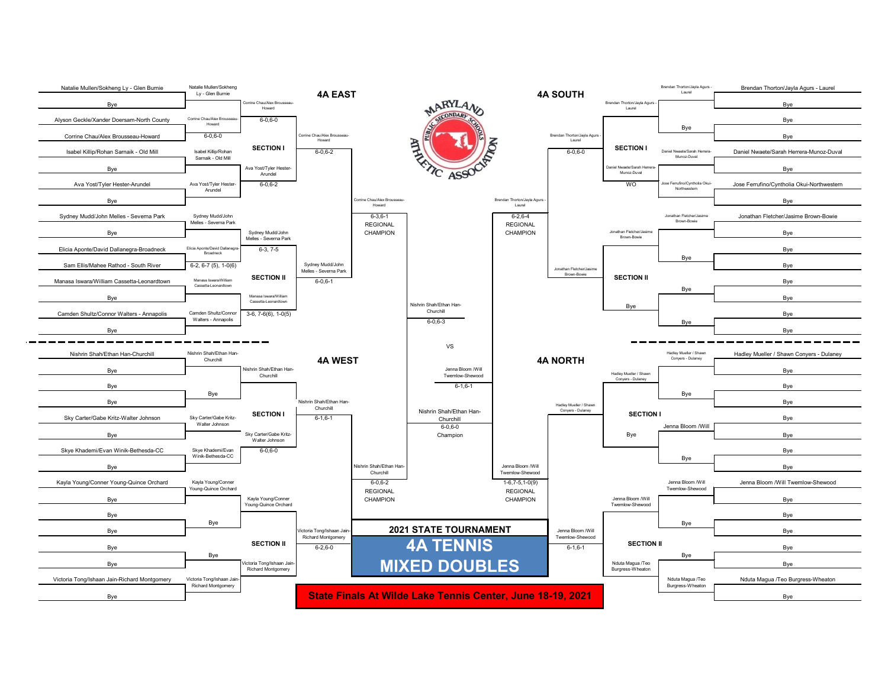# 2021 STATE TOURNAMENT

# 4A TENNIS MIXED DOUBLES

**State Finals At Wilde Lake Tennis Center, June 18-19, 2021**

## 4A EAST

### SECTION I

Natalie Mullen/Sokheng Ly - Glen Burnie
Bye
Alyson Geckle/Xander Doersam-North County
Corrine Chau/Alex Brousseau-Howard
Isabel Killip/Rohan Sarnaik - Old Mill
Bye
Ava Yost/Tyler Hester-Arundel
Bye

Natalie Mullen/Sokheng Ly - Glen Burnie
Corrine Chau/Alex Brousseau-Howard
6-0,6-0
Isabel Killip/Rohan Sarnaik - Old Mill
Ava Yost/Tyler Hester-Arundel

Corrine Chau/Alex Brousseau-Howard
6-0,6-0
Ava Yost/Tyler Hester-Arundel
6-0,6-2

Corrine Chau/Alex Brousseau-Howard
6-0,6-2

### SECTION II

Sydney Mudd/John Melles - Severna Park
Bye
Elicia Aponte/David Dallanegra-Broadneck
Sam Ellis/Mahee Rathod - South River
Manasa Iswara/William Cassetta-Leonardtown
Bye
Camden Shultz/Connor Walters - Annapolis
Bye

Sydney Mudd/John Melles - Severna Park
Elicia Aponte/David Dallanegra-Broadneck
6-2, 6-7 (5), 1-0(6)
Manasa Iswara/William Cassetta-Leonardtown
Camden Shultz/Connor Walters - Annapolis

Sydney Mudd/John Melles - Severna Park
6-3, 7-5
Manasa Iswara/William Cassetta-Leonardtown
3-6, 7-6(6), 1-0(5)

Sydney Mudd/John Melles - Severna Park
6-0,6-1

Corrine Chau/Alex Brousseau-Howard
6-3,6-1
REGIONAL CHAMPION

## 4A WEST

### SECTION I

Nishrin Shah/Ethan Han-Churchill
Bye
Bye
Bye
Sky Carter/Gabe Kritz-Walter Johnson
Bye
Skye Khademi/Evan Winik-Bethesda-CC
Bye

Nishrin Shah/Ethan Han-Churchill
Bye
Sky Carter/Gabe Kritz-Walter Johnson
Skye Khademi/Evan Winik-Bethesda-CC

Nishrin Shah/Ethan Han-Churchill
Sky Carter/Gabe Kritz-Walter Johnson
6-0,6-0

Nishrin Shah/Ethan Han-Churchill
6-1,6-1

### SECTION II

Kayla Young/Conner Young-Quince Orchard
Bye
Bye
Bye
Bye
Bye
Victoria Tong/Ishaan Jain-Richard Montgomery
Bye

Kayla Young/Conner Young-Quince Orchard
Bye
Bye
Victoria Tong/Ishaan Jain-Richard Montgomery

Kayla Young/Conner Young-Quince Orchard
Victoria Tong/Ishaan Jain-Richard Montgomery

Victoria Tong/Ishaan Jain-Richard Montgomery
6-2,6-0

Nishrin Shah/Ethan Han-Churchill
6-0,6-2
REGIONAL CHAMPION

## 4A SOUTH

### SECTION I

Brendan Thorton/Jayla Agurs - Laurel
Bye
Bye
Bye
Daniel Nwaete/Sarah Herrera-Munoz-Duval
Bye
Jose Ferrufino/Cyntholia Okui-Northwestern
Bye

Brendan Thorton/Jayla Agurs - Laurel
Bye
Daniel Nwaete/Sarah Herrera-Munoz-Duval
Jose Ferrufino/Cyntholia Okui-Northwestern

Brendan Thorton/Jayla Agurs - Laurel
Daniel Nwaete/Sarah Herrera-Munoz-Duval
WO

Brendan Thorton/Jayla Agurs - Laurel
6-0,6-0

### SECTION II

Jonathan Fletcher/Jasime Brown-Bowie
Bye
Bye
Bye
Bye
Bye
Bye
Bye

Jonathan Fletcher/Jasime Brown-Bowie
Bye
Bye
Bye

Jonathan Fletcher/Jasime Brown-Bowie
Bye

Jonathan Fletcher/Jasime Brown-Bowie

Brendan Thorton/Jayla Agurs - Laurel
6-2,6-4
REGIONAL CHAMPION

## 4A NORTH

### SECTION I

Hadley Mueller / Shawn Conyers - Dulaney
Bye
Bye
Bye
Bye
Bye
Bye
Bye

Hadley Mueller / Shawn Conyers - Dulaney
Bye
Jenna Bloom /Will
Bye

Hadley Mueller / Shawn Conyers - Dulaney
Bye

Hadley Mueller / Shawn Conyers - Dulaney

### SECTION II

Jenna Bloom /Will Twemlow-Shewood
Bye
Bye
Bye
Bye
Bye
Nduta Magua /Teo Burgress-Wheaton
Bye

Jenna Bloom /Will Twemlow-Shewood
Bye
Bye
Nduta Magua /Teo Burgress-Wheaton

Jenna Bloom /Will Twemlow-Shewood
Nduta Magua /Teo Burgress-Wheaton

Jenna Bloom /Will Twemlow-Shewood
6-1,6-1

Jenna Bloom /Will Twemlow-Shewood
1-6,7-5,1-0(9)
REGIONAL CHAMPION

## STATE FINALS

Nishrin Shah/Ethan Han-Churchill
6-0,6-3

VS

Jenna Bloom /Will Twemlow-Shewood
6-1,6-1

Nishrin Shah/Ethan Han-Churchill
6-0,6-0
Champion